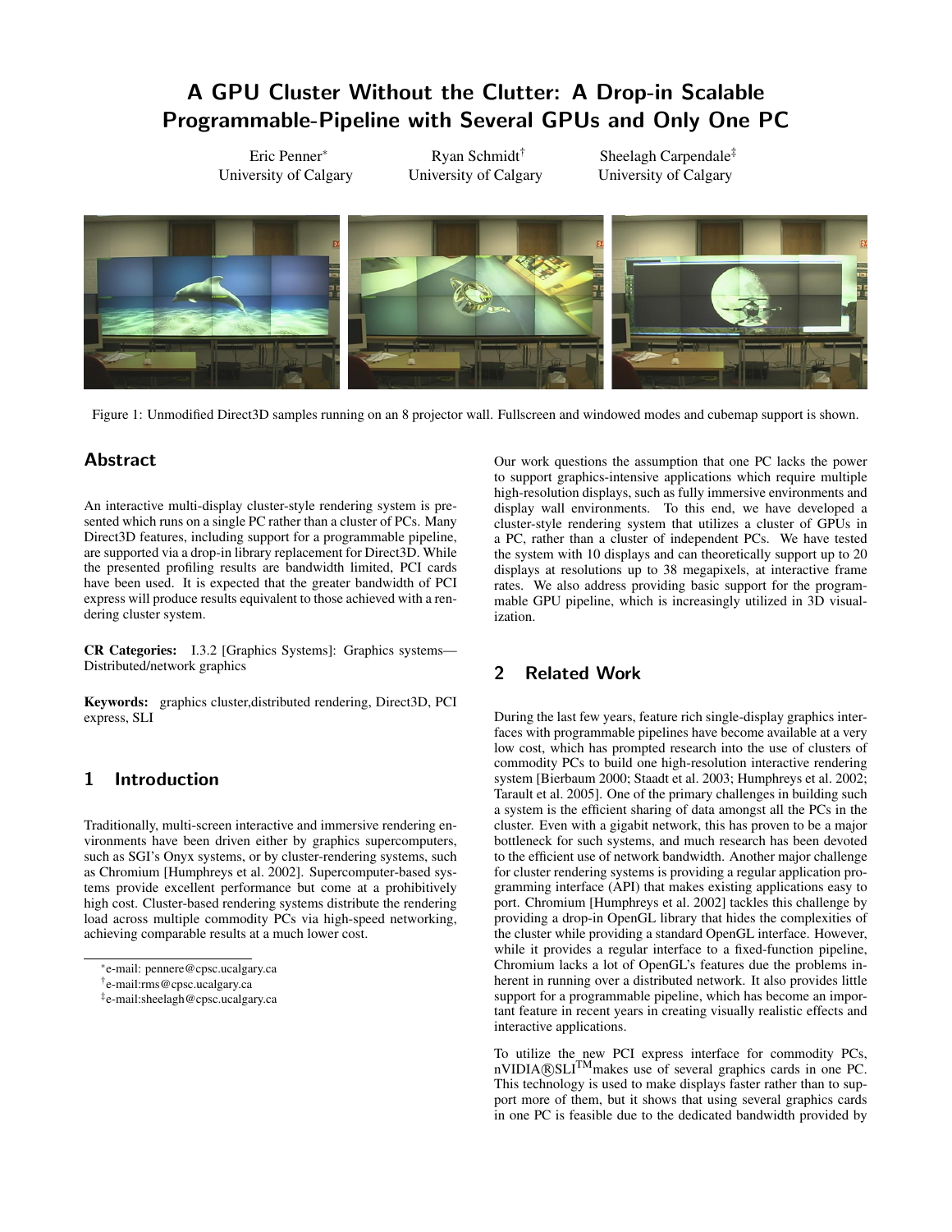# A GPU Cluster Without the Clutter: A Drop-in Scalable Programmable-Pipeline with Several GPUs and Only One PC

Eric Penner* University of Calgary

Ryan Schmidt† University of Calgary

Sheelagh Carpendale‡ University of Calgary

Figure 1: Unmodified Direct3D samples running on an 8 projector wall. Fullscreen and windowed modes and cubemap support is shown.

## Abstract

An interactive multi-display cluster-style rendering system is presented which runs on a single PC rather than a cluster of PCs. Many Direct3D features, including support for a programmable pipeline, are supported via a drop-in library replacement for Direct3D. While the presented profiling results are bandwidth limited, PCI cards have been used. It is expected that the greater bandwidth of PCI express will produce results equivalent to those achieved with a rendering cluster system.

**CR Categories:** I.3.2 [Graphics Systems]: Graphics systems—Distributed/network graphics

**Keywords:** graphics cluster,distributed rendering, Direct3D, PCI express, SLI

## 1 Introduction

Traditionally, multi-screen interactive and immersive rendering environments have been driven either by graphics supercomputers, such as SGI's Onyx systems, or by cluster-rendering systems, such as Chromium [Humphreys et al. 2002]. Supercomputer-based systems provide excellent performance but come at a prohibitively high cost. Cluster-based rendering systems distribute the rendering load across multiple commodity PCs via high-speed networking, achieving comparable results at a much lower cost.

Our work questions the assumption that one PC lacks the power to support graphics-intensive applications which require multiple high-resolution displays, such as fully immersive environments and display wall environments. To this end, we have developed a cluster-style rendering system that utilizes a cluster of GPUs in a PC, rather than a cluster of independent PCs. We have tested the system with 10 displays and can theoretically support up to 20 displays at resolutions up to 38 megapixels, at interactive frame rates. We also address providing basic support for the programmable GPU pipeline, which is increasingly utilized in 3D visualization.

## 2 Related Work

During the last few years, feature rich single-display graphics interfaces with programmable pipelines have become available at a very low cost, which has prompted research into the use of clusters of commodity PCs to build one high-resolution interactive rendering system [Bierbaum 2000; Staadt et al. 2003; Humphreys et al. 2002; Tarault et al. 2005]. One of the primary challenges in building such a system is the efficient sharing of data amongst all the PCs in the cluster. Even with a gigabit network, this has proven to be a major bottleneck for such systems, and much research has been devoted to the efficient use of network bandwidth. Another major challenge for cluster rendering systems is providing a regular application programming interface (API) that makes existing applications easy to port. Chromium [Humphreys et al. 2002] tackles this challenge by providing a drop-in OpenGL library that hides the complexities of the cluster while providing a standard OpenGL interface. However, while it provides a regular interface to a fixed-function pipeline, Chromium lacks a lot of OpenGL's features due the problems inherent in running over a distributed network. It also provides little support for a programmable pipeline, which has become an important feature in recent years in creating visually realistic effects and interactive applications.

To utilize the new PCI express interface for commodity PCs, nVIDIA®SLI™makes use of several graphics cards in one PC. This technology is used to make displays faster rather than to support more of them, but it shows that using several graphics cards in one PC is feasible due to the dedicated bandwidth provided by

*e-mail: pennere@cpsc.ucalgary.ca

†e-mail:rms@cpsc.ucalgary.ca

‡e-mail:sheelagh@cpsc.ucalgary.ca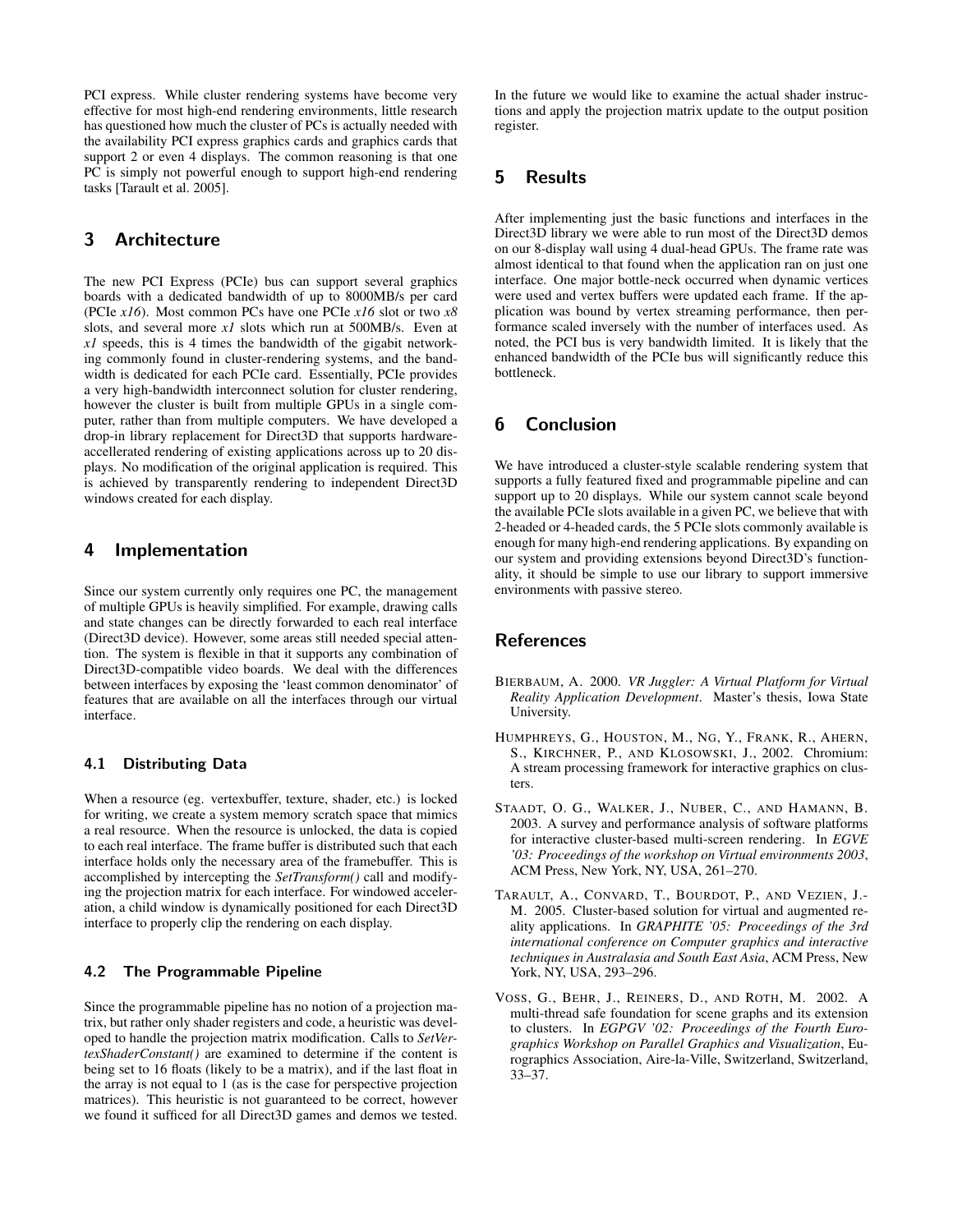PCI express. While cluster rendering systems have become very effective for most high-end rendering environments, little research has questioned how much the cluster of PCs is actually needed with the availability PCI express graphics cards and graphics cards that support 2 or even 4 displays. The common reasoning is that one PC is simply not powerful enough to support high-end rendering tasks [Tarault et al. 2005].

## 3 Architecture

The new PCI Express (PCIe) bus can support several graphics boards with a dedicated bandwidth of up to 8000MB/s per card (PCIe *x16*). Most common PCs have one PCIe *x16* slot or two *x8* slots, and several more *x1* slots which run at 500MB/s. Even at *x1* speeds, this is 4 times the bandwidth of the gigabit networking commonly found in cluster-rendering systems, and the bandwidth is dedicated for each PCIe card. Essentially, PCIe provides a very high-bandwidth interconnect solution for cluster rendering, however the cluster is built from multiple GPUs in a single computer, rather than from multiple computers. We have developed a drop-in library replacement for Direct3D that supports hardware-accellerated rendering of existing applications across up to 20 displays. No modification of the original application is required. This is achieved by transparently rendering to independent Direct3D windows created for each display.

## 4 Implementation

Since our system currently only requires one PC, the management of multiple GPUs is heavily simplified. For example, drawing calls and state changes can be directly forwarded to each real interface (Direct3D device). However, some areas still needed special attention. The system is flexible in that it supports any combination of Direct3D-compatible video boards. We deal with the differences between interfaces by exposing the 'least common denominator' of features that are available on all the interfaces through our virtual interface.

### 4.1 Distributing Data

When a resource (eg. vertexbuffer, texture, shader, etc.) is locked for writing, we create a system memory scratch space that mimics a real resource. When the resource is unlocked, the data is copied to each real interface. The frame buffer is distributed such that each interface holds only the necessary area of the framebuffer. This is accomplished by intercepting the *SetTransform()* call and modifying the projection matrix for each interface. For windowed acceleration, a child window is dynamically positioned for each Direct3D interface to properly clip the rendering on each display.

### 4.2 The Programmable Pipeline

Since the programmable pipeline has no notion of a projection matrix, but rather only shader registers and code, a heuristic was developed to handle the projection matrix modification. Calls to *SetVertexShaderConstant()* are examined to determine if the content is being set to 16 floats (likely to be a matrix), and if the last float in the array is not equal to 1 (as is the case for perspective projection matrices). This heuristic is not guaranteed to be correct, however we found it sufficed for all Direct3D games and demos we tested.

In the future we would like to examine the actual shader instructions and apply the projection matrix update to the output position register.

## 5 Results

After implementing just the basic functions and interfaces in the Direct3D library we were able to run most of the Direct3D demos on our 8-display wall using 4 dual-head GPUs. The frame rate was almost identical to that found when the application ran on just one interface. One major bottle-neck occurred when dynamic vertices were used and vertex buffers were updated each frame. If the application was bound by vertex streaming performance, then performance scaled inversely with the number of interfaces used. As noted, the PCI bus is very bandwidth limited. It is likely that the enhanced bandwidth of the PCIe bus will significantly reduce this bottleneck.

## 6 Conclusion

We have introduced a cluster-style scalable rendering system that supports a fully featured fixed and programmable pipeline and can support up to 20 displays. While our system cannot scale beyond the available PCIe slots available in a given PC, we believe that with 2-headed or 4-headed cards, the 5 PCIe slots commonly available is enough for many high-end rendering applications. By expanding on our system and providing extensions beyond Direct3D's functionality, it should be simple to use our library to support immersive environments with passive stereo.

## References

BIERBAUM, A. 2000. *VR Juggler: A Virtual Platform for Virtual Reality Application Development*. Master's thesis, Iowa State University.

HUMPHREYS, G., HOUSTON, M., NG, Y., FRANK, R., AHERN, S., KIRCHNER, P., AND KLOSOWSKI, J., 2002. Chromium: A stream processing framework for interactive graphics on clusters.

STAADT, O. G., WALKER, J., NUBER, C., AND HAMANN, B. 2003. A survey and performance analysis of software platforms for interactive cluster-based multi-screen rendering. In *EGVE '03: Proceedings of the workshop on Virtual environments 2003*, ACM Press, New York, NY, USA, 261–270.

TARAULT, A., CONVARD, T., BOURDOT, P., AND VEZIEN, J.-M. 2005. Cluster-based solution for virtual and augmented reality applications. In *GRAPHITE '05: Proceedings of the 3rd international conference on Computer graphics and interactive techniques in Australasia and South East Asia*, ACM Press, New York, NY, USA, 293–296.

VOSS, G., BEHR, J., REINERS, D., AND ROTH, M. 2002. A multi-thread safe foundation for scene graphs and its extension to clusters. In *EGPGV '02: Proceedings of the Fourth Eurographics Workshop on Parallel Graphics and Visualization*, Eurographics Association, Aire-la-Ville, Switzerland, Switzerland, 33–37.